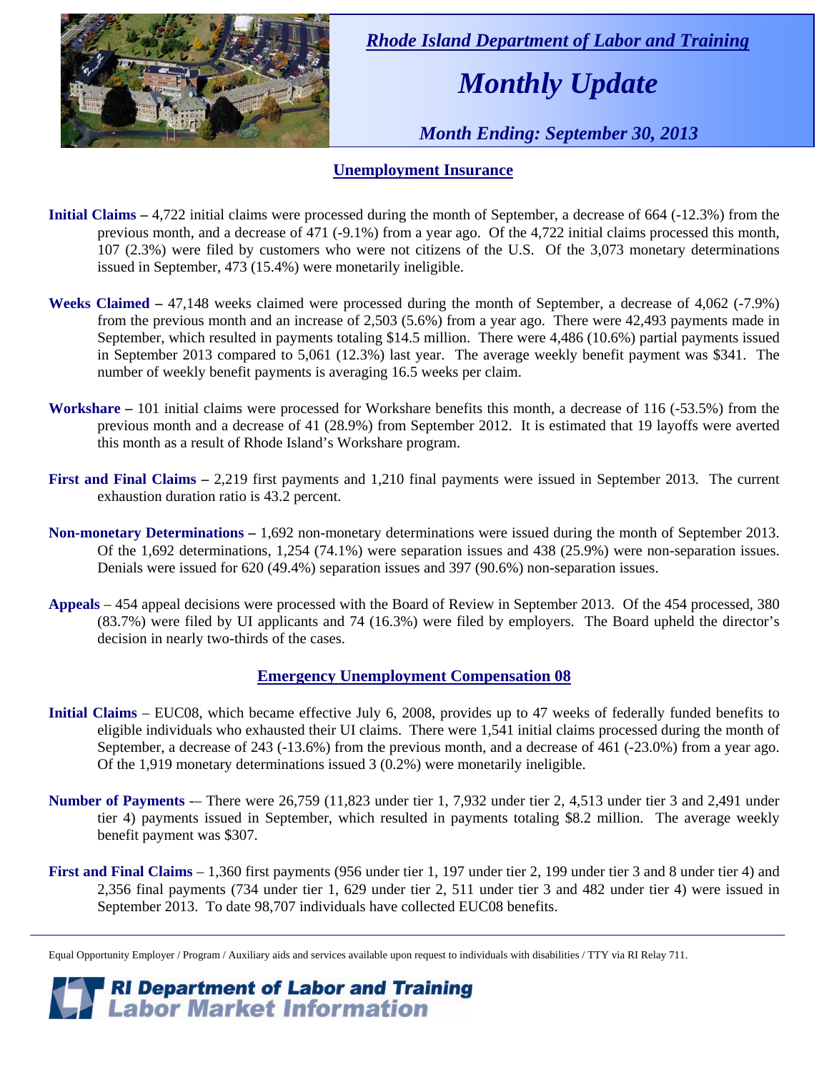*Rhode Island Department of Labor and Training*

# *Monthly Update*

*Month Ending: September 30, 2013*

## Unemployment Insurance

**Initial Claims –** 4,722 initial claims were processed during the month of September, a decrease of 664 (-12.3%) from the previous month, and a decrease of 471 (-9.1%) from a year ago. Of the 4,722 initial claims processed this month, 107 (2.3%) were filed by customers who were not citizens of the U.S. Of the 3,073 monetary determinations issued in September, 473 (15.4%) were monetarily ineligible.

**Weeks Claimed –** 47,148 weeks claimed were processed during the month of September, a decrease of 4,062 (-7.9%) from the previous month and an increase of 2,503 (5.6%) from a year ago. There were 42,493 payments made in September, which resulted in payments totaling $14.5 million. There were 4,486 (10.6%) partial payments issued in September 2013 compared to 5,061 (12.3%) last year. The average weekly benefit payment was $341. The number of weekly benefit payments is averaging 16.5 weeks per claim.

**Workshare –** 101 initial claims were processed for Workshare benefits this month, a decrease of 116 (-53.5%) from the previous month and a decrease of 41 (28.9%) from September 2012. It is estimated that 19 layoffs were averted this month as a result of Rhode Island's Workshare program.

**First and Final Claims –** 2,219 first payments and 1,210 final payments were issued in September 2013. The current exhaustion duration ratio is 43.2 percent.

**Non-monetary Determinations –** 1,692 non-monetary determinations were issued during the month of September 2013. Of the 1,692 determinations, 1,254 (74.1%) were separation issues and 438 (25.9%) were non-separation issues. Denials were issued for 620 (49.4%) separation issues and 397 (90.6%) non-separation issues.

**Appeals** – 454 appeal decisions were processed with the Board of Review in September 2013. Of the 454 processed, 380 (83.7%) were filed by UI applicants and 74 (16.3%) were filed by employers. The Board upheld the director's decision in nearly two-thirds of the cases.

## Emergency Unemployment Compensation 08

**Initial Claims** – EUC08, which became effective July 6, 2008, provides up to 47 weeks of federally funded benefits to eligible individuals who exhausted their UI claims. There were 1,541 initial claims processed during the month of September, a decrease of 243 (-13.6%) from the previous month, and a decrease of 461 (-23.0%) from a year ago. Of the 1,919 monetary determinations issued 3 (0.2%) were monetarily ineligible.

**Number of Payments** -– There were 26,759 (11,823 under tier 1, 7,932 under tier 2, 4,513 under tier 3 and 2,491 under tier 4) payments issued in September, which resulted in payments totaling $8.2 million. The average weekly benefit payment was $307.

**First and Final Claims** – 1,360 first payments (956 under tier 1, 197 under tier 2, 199 under tier 3 and 8 under tier 4) and 2,356 final payments (734 under tier 1, 629 under tier 2, 511 under tier 3 and 482 under tier 4) were issued in September 2013. To date 98,707 individuals have collected EUC08 benefits.

---

Equal Opportunity Employer / Program / Auxiliary aids and services available upon request to individuals with disabilities / TTY via RI Relay 711.

**RI Department of Labor and Training**
**Labor Market Information**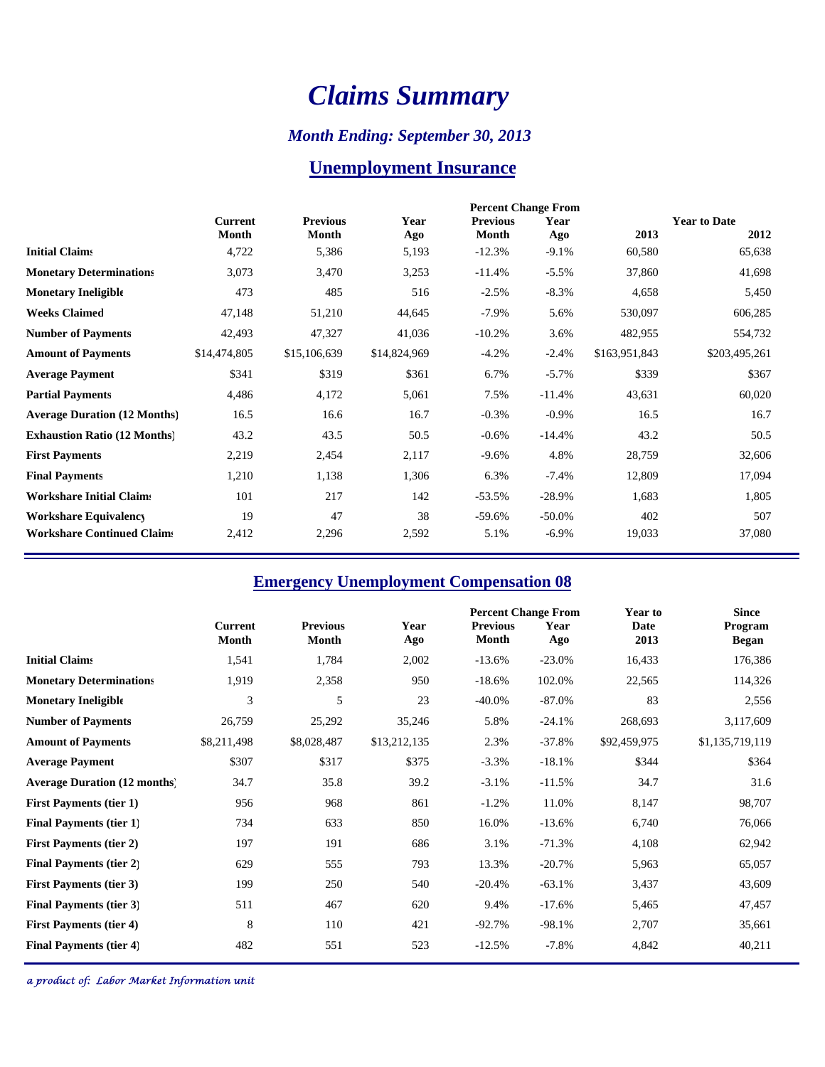# *Claims Summary*

### *Month Ending: September 30, 2013*

## Unemployment Insurance

| | Current Month | Previous Month | Year Ago | Percent Change From Previous Month | Percent Change From Year Ago | Year to Date 2013 | Year to Date 2012 |
|---|---|---|---|---|---|---|---|
| **Initial Claims** | 4,722 | 5,386 | 5,193 | -12.3% | -9.1% | 60,580 | 65,638 |
| **Monetary Determinations** | 3,073 | 3,470 | 3,253 | -11.4% | -5.5% | 37,860 | 41,698 |
| **Monetary Ineligible** | 473 | 485 | 516 | -2.5% | -8.3% | 4,658 | 5,450 |
| **Weeks Claimed** | 47,148 | 51,210 | 44,645 | -7.9% | 5.6% | 530,097 | 606,285 |
| **Number of Payments** | 42,493 | 47,327 | 41,036 | -10.2% | 3.6% | 482,955 | 554,732 |
| **Amount of Payments** | $14,474,805 | $15,106,639 | $14,824,969 | -4.2% | -2.4% | $163,951,843 | $203,495,261 |
| **Average Payment** | $341 | $319 | $361 | 6.7% | -5.7% | $339 | $367 |
| **Partial Payments** | 4,486 | 4,172 | 5,061 | 7.5% | -11.4% | 43,631 | 60,020 |
| **Average Duration (12 Months)** | 16.5 | 16.6 | 16.7 | -0.3% | -0.9% | 16.5 | 16.7 |
| **Exhaustion Ratio (12 Months)** | 43.2 | 43.5 | 50.5 | -0.6% | -14.4% | 43.2 | 50.5 |
| **First Payments** | 2,219 | 2,454 | 2,117 | -9.6% | 4.8% | 28,759 | 32,606 |
| **Final Payments** | 1,210 | 1,138 | 1,306 | 6.3% | -7.4% | 12,809 | 17,094 |
| **Workshare Initial Claims** | 101 | 217 | 142 | -53.5% | -28.9% | 1,683 | 1,805 |
| **Workshare Equivalency** | 19 | 47 | 38 | -59.6% | -50.0% | 402 | 507 |
| **Workshare Continued Claims** | 2,412 | 2,296 | 2,592 | 5.1% | -6.9% | 19,033 | 37,080 |

## Emergency Unemployment Compensation 08

| | Current Month | Previous Month | Year Ago | Percent Change From Previous Month | Percent Change From Year Ago | Year to Date 2013 | Since Program Began |
|---|---|---|---|---|---|---|---|
| **Initial Claims** | 1,541 | 1,784 | 2,002 | -13.6% | -23.0% | 16,433 | 176,386 |
| **Monetary Determinations** | 1,919 | 2,358 | 950 | -18.6% | 102.0% | 22,565 | 114,326 |
| **Monetary Ineligible** | 3 | 5 | 23 | -40.0% | -87.0% | 83 | 2,556 |
| **Number of Payments** | 26,759 | 25,292 | 35,246 | 5.8% | -24.1% | 268,693 | 3,117,609 |
| **Amount of Payments** | $8,211,498 | $8,028,487 | $13,212,135 | 2.3% | -37.8% | $92,459,975 | $1,135,719,119 |
| **Average Payment** | $307 | $317 | $375 | -3.3% | -18.1% | $344 | $364 |
| **Average Duration (12 months)** | 34.7 | 35.8 | 39.2 | -3.1% | -11.5% | 34.7 | 31.6 |
| **First Payments (tier 1)** | 956 | 968 | 861 | -1.2% | 11.0% | 8,147 | 98,707 |
| **Final Payments (tier 1)** | 734 | 633 | 850 | 16.0% | -13.6% | 6,740 | 76,066 |
| **First Payments (tier 2)** | 197 | 191 | 686 | 3.1% | -71.3% | 4,108 | 62,942 |
| **Final Payments (tier 2)** | 629 | 555 | 793 | 13.3% | -20.7% | 5,963 | 65,057 |
| **First Payments (tier 3)** | 199 | 250 | 540 | -20.4% | -63.1% | 3,437 | 43,609 |
| **Final Payments (tier 3)** | 511 | 467 | 620 | 9.4% | -17.6% | 5,465 | 47,457 |
| **First Payments (tier 4)** | 8 | 110 | 421 | -92.7% | -98.1% | 2,707 | 35,661 |
| **Final Payments (tier 4)** | 482 | 551 | 523 | -12.5% | -7.8% | 4,842 | 40,211 |

*a product of: Labor Market Information unit*